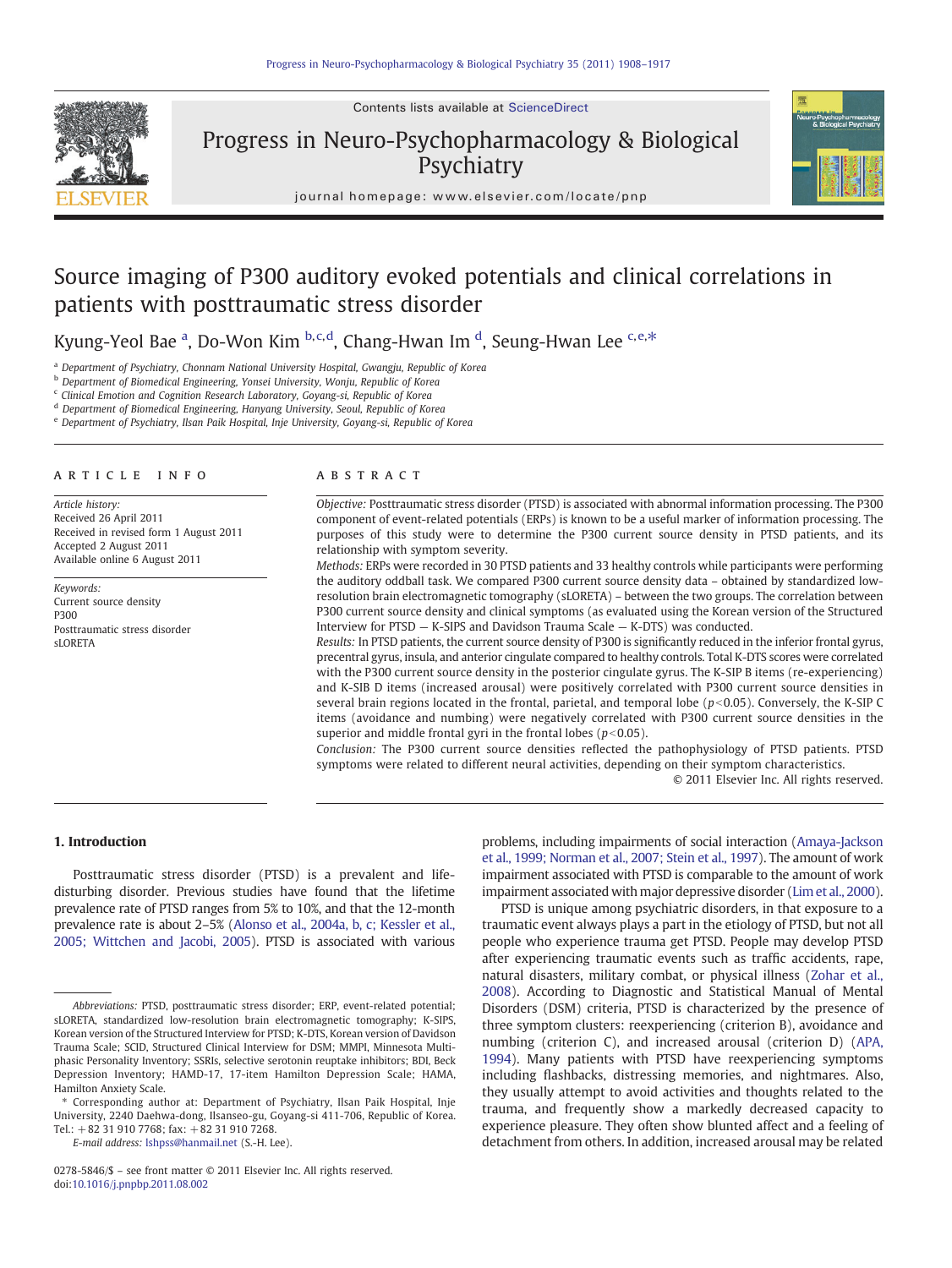# Source imaging of P300 auditory evoked potentials and clinical correlations in patients with posttraumatic stress disorder

Kyung-Yeol Bae [a], Do-Won Kim [b,c,d], Chang-Hwan Im [d], Seung-Hwan Lee [c,e,*]

[a] Department of Psychiatry, Chonnam National University Hospital, Gwangju, Republic of Korea
[b] Department of Biomedical Engineering, Yonsei University, Wonju, Republic of Korea
[c] Clinical Emotion and Cognition Research Laboratory, Goyang-si, Republic of Korea
[d] Department of Biomedical Engineering, Hanyang University, Seoul, Republic of Korea
[e] Department of Psychiatry, Ilsan Paik Hospital, Inje University, Goyang-si, Republic of Korea

## ARTICLE INFO

*Article history:*
Received 26 April 2011
Received in revised form 1 August 2011
Accepted 2 August 2011
Available online 6 August 2011

*Keywords:*
Current source density
P300
Posttraumatic stress disorder
sLORETA

## ABSTRACT

*Objective:* Posttraumatic stress disorder (PTSD) is associated with abnormal information processing. The P300 component of event-related potentials (ERPs) is known to be a useful marker of information processing. The purposes of this study were to determine the P300 current source density in PTSD patients, and its relationship with symptom severity.

*Methods:* ERPs were recorded in 30 PTSD patients and 33 healthy controls while participants were performing the auditory oddball task. We compared P300 current source density data – obtained by standardized low-resolution brain electromagnetic tomography (sLORETA) – between the two groups. The correlation between P300 current source density and clinical symptoms (as evaluated using the Korean version of the Structured Interview for PTSD — K-SIPS and Davidson Trauma Scale — K-DTS) was conducted.

*Results:* In PTSD patients, the current source density of P300 is significantly reduced in the inferior frontal gyrus, precentral gyrus, insula, and anterior cingulate compared to healthy controls. Total K-DTS scores were correlated with the P300 current source density in the posterior cingulate gyrus. The K-SIP B items (re-experiencing) and K-SIB D items (increased arousal) were positively correlated with P300 current source densities in several brain regions located in the frontal, parietal, and temporal lobe ($p<0.05$). Conversely, the K-SIP C items (avoidance and numbing) were negatively correlated with P300 current source densities in the superior and middle frontal gyri in the frontal lobes ($p<0.05$).

*Conclusion:* The P300 current source densities reflected the pathophysiology of PTSD patients. PTSD symptoms were related to different neural activities, depending on their symptom characteristics.

© 2011 Elsevier Inc. All rights reserved.

## 1. Introduction

Posttraumatic stress disorder (PTSD) is a prevalent and life-disturbing disorder. Previous studies have found that the lifetime prevalence rate of PTSD ranges from 5% to 10%, and that the 12-month prevalence rate is about 2–5% (Alonso et al., 2004a, b, c; Kessler et al., 2005; Wittchen and Jacobi, 2005). PTSD is associated with various problems, including impairments of social interaction (Amaya-Jackson et al., 1999; Norman et al., 2007; Stein et al., 1997). The amount of work impairment associated with PTSD is comparable to the amount of work impairment associated with major depressive disorder (Lim et al., 2000).

PTSD is unique among psychiatric disorders, in that exposure to a traumatic event always plays a part in the etiology of PTSD, but not all people who experience trauma get PTSD. People may develop PTSD after experiencing traumatic events such as traffic accidents, rape, natural disasters, military combat, or physical illness (Zohar et al., 2008). According to Diagnostic and Statistical Manual of Mental Disorders (DSM) criteria, PTSD is characterized by the presence of three symptom clusters: reexperiencing (criterion B), avoidance and numbing (criterion C), and increased arousal (criterion D) (APA, 1994). Many patients with PTSD have reexperiencing symptoms including flashbacks, distressing memories, and nightmares. Also, they usually attempt to avoid activities and thoughts related to the trauma, and frequently show a markedly decreased capacity to experience pleasure. They often show blunted affect and a feeling of detachment from others. In addition, increased arousal may be related

---

*Abbreviations:* PTSD, posttraumatic stress disorder; ERP, event-related potential; sLORETA, standardized low-resolution brain electromagnetic tomography; K-SIPS, Korean version of the Structured Interview for PTSD; K-DTS, Korean version of Davidson Trauma Scale; SCID, Structured Clinical Interview for DSM; MMPI, Minnesota Multiphasic Personality Inventory; SSRIs, selective serotonin reuptake inhibitors; BDI, Beck Depression Inventory; HAMD-17, 17-item Hamilton Depression Scale; HAMA, Hamilton Anxiety Scale.

\* Corresponding author at: Department of Psychiatry, Ilsan Paik Hospital, Inje University, 2240 Daehwa-dong, Ilsanseo-gu, Goyang-si 411-706, Republic of Korea. Tel.: +82 31 910 7768; fax: +82 31 910 7268.

*E-mail address:* lshpss@hanmail.net (S.-H. Lee).

0278-5846/$ – see front matter © 2011 Elsevier Inc. All rights reserved.
doi:10.1016/j.pnpbp.2011.08.002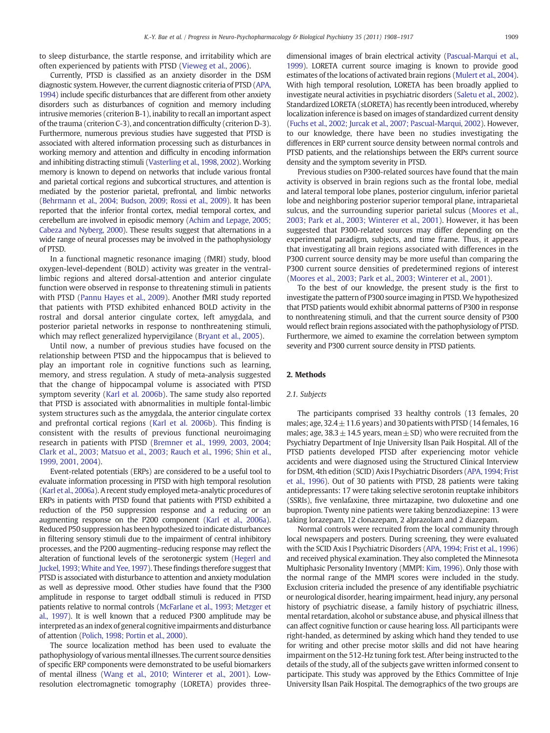to sleep disturbance, the startle response, and irritability which are often experienced by patients with PTSD (Vieweg et al., 2006).

Currently, PTSD is classified as an anxiety disorder in the DSM diagnostic system. However, the current diagnostic criteria of PTSD (APA, 1994) include specific disturbances that are different from other anxiety disorders such as disturbances of cognition and memory including intrusive memories (criterion B-1), inability to recall an important aspect of the trauma (criterion C-3), and concentration difficulty (criterion D-3). Furthermore, numerous previous studies have suggested that PTSD is associated with altered information processing such as disturbances in working memory and attention and difficulty in encoding information and inhibiting distracting stimuli (Vasterling et al., 1998, 2002). Working memory is known to depend on networks that include various frontal and parietal cortical regions and subcortical structures, and attention is mediated by the posterior parietal, prefrontal, and limbic networks (Behrmann et al., 2004; Budson, 2009; Rossi et al., 2009). It has been reported that the inferior frontal cortex, medial temporal cortex, and cerebellum are involved in episodic memory (Achim and Lepage, 2005; Cabeza and Nyberg, 2000). These results suggest that alternations in a wide range of neural processes may be involved in the pathophysiology of PTSD.

In a functional magnetic resonance imaging (fMRI) study, blood oxygen-level-dependent (BOLD) activity was greater in the ventral-limbic regions and altered dorsal-attention and anterior cingulate function were observed in response to threatening stimuli in patients with PTSD (Pannu Hayes et al., 2009). Another fMRI study reported that patients with PTSD exhibited enhanced BOLD activity in the rostral and dorsal anterior cingulate cortex, left amygdala, and posterior parietal networks in response to nonthreatening stimuli, which may reflect generalized hypervigilance (Bryant et al., 2005).

Until now, a number of previous studies have focused on the relationship between PTSD and the hippocampus that is believed to play an important role in cognitive functions such as learning, memory, and stress regulation. A study of meta-analysis suggested that the change of hippocampal volume is associated with PTSD symptom severity (Karl et al. 2006b). The same study also reported that PTSD is associated with abnormalities in multiple fontal-limbic system structures such as the amygdala, the anterior cingulate cortex and prefrontal cortical regions (Karl et al. 2006b). This finding is consistent with the results of previous functional neuroimaging research in patients with PTSD (Bremner et al., 1999, 2003, 2004; Clark et al., 2003; Matsuo et al., 2003; Rauch et al., 1996; Shin et al., 1999, 2001, 2004).

Event-related potentials (ERPs) are considered to be a useful tool to evaluate information processing in PTSD with high temporal resolution (Karl et al., 2006a). A recent study employed meta-analytic procedures of ERPs in patients with PTSD found that patients with PTSD exhibited a reduction of the P50 suppression response and a reducing or an augmenting response on the P200 component (Karl et al., 2006a). Reduced P50 suppression has been hypothesized to indicate disturbances in filtering sensory stimuli due to the impairment of central inhibitory processes, and the P200 augmenting–reducing response may reflect the alteration of functional levels of the serotonergic system (Hegerl and Juckel, 1993; White and Yee, 1997). These findings therefore suggest that PTSD is associated with disturbance to attention and anxiety modulation as well as depressive mood. Other studies have found that the P300 amplitude in response to target oddball stimuli is reduced in PTSD patients relative to normal controls (McFarlane et al., 1993; Metzger et al., 1997). It is well known that a reduced P300 amplitude may be interpreted as an index of general cognitive impairments and disturbance of attention (Polich, 1998; Portin et al., 2000).

The source localization method has been used to evaluate the pathophysiology of various mental illnesses. The current source densities of specific ERP components were demonstrated to be useful biomarkers of mental illness (Wang et al., 2010; Winterer et al., 2001). Low-resolution electromagnetic tomography (LORETA) provides three-dimensional images of brain electrical activity (Pascual-Marqui et al., 1999). LORETA current source imaging is known to provide good estimates of the locations of activated brain regions (Mulert et al., 2004). With high temporal resolution, LORETA has been broadly applied to investigate neural activities in psychiatric disorders (Saletu et al., 2002). Standardized LORETA (sLORETA) has recently been introduced, whereby localization inference is based on images of standardized current density (Fuchs et al., 2002; Jurcak et al., 2007; Pascual-Marqui, 2002). However, to our knowledge, there have been no studies investigating the differences in ERP current source density between normal controls and PTSD patients, and the relationships between the ERPs current source density and the symptom severity in PTSD.

Previous studies on P300-related sources have found that the main activity is observed in brain regions such as the frontal lobe, medial and lateral temporal lobe planes, posterior cingulum, inferior parietal lobe and neighboring posterior superior temporal plane, intraparietal sulcus, and the surrounding superior parietal sulcus (Moores et al., 2003; Park et al., 2003; Winterer et al., 2001). However, it has been suggested that P300-related sources may differ depending on the experimental paradigm, subjects, and time frame. Thus, it appears that investigating all brain regions associated with differences in the P300 current source density may be more useful than comparing the P300 current source densities of predetermined regions of interest (Moores et al., 2003; Park et al., 2003; Winterer et al., 2001).

To the best of our knowledge, the present study is the first to investigate the pattern of P300 source imaging in PTSD. We hypothesized that PTSD patients would exhibit abnormal patterns of P300 in response to nonthreatening stimuli, and that the current source density of P300 would reflect brain regions associated with the pathophysiology of PTSD. Furthermore, we aimed to examine the correlation between symptom severity and P300 current source density in PTSD patients.

## 2. Methods

### 2.1. Subjects

The participants comprised 33 healthy controls (13 females, 20 males; age, 32.4 ± 11.6 years) and 30 patients with PTSD (14 females, 16 males; age, 38.3 ± 14.5 years, mean ± SD) who were recruited from the Psychiatry Department of Inje University Ilsan Paik Hospital. All of the PTSD patients developed PTSD after experiencing motor vehicle accidents and were diagnosed using the Structured Clinical Interview for DSM, 4th edition (SCID) Axis I Psychiatric Disorders (APA, 1994; Frist et al., 1996). Out of 30 patients with PTSD, 28 patients were taking antidepressants: 17 were taking selective serotonin reuptake inhibitors (SSRIs), five venlafaxine, three mirtazapine, two duloxetine and one bupropion. Twenty nine patients were taking benzodiazepine: 13 were taking lorazepam, 12 clonazepam, 2 alprazolam and 2 diazepam.

Normal controls were recruited from the local community through local newspapers and posters. During screening, they were evaluated with the SCID Axis I Psychiatric Disorders (APA, 1994; Frist et al., 1996) and received physical examination. They also completed the Minnesota Multiphasic Personality Inventory (MMPI: Kim, 1996). Only those with the normal range of the MMPI scores were included in the study. Exclusion criteria included the presence of any identifiable psychiatric or neurological disorder, hearing impairment, head injury, any personal history of psychiatric disease, a family history of psychiatric illness, mental retardation, alcohol or substance abuse, and physical illness that can affect cognitive function or cause hearing loss. All participants were right-handed, as determined by asking which hand they tended to use for writing and other precise motor skills and did not have hearing impairment on the 512-Hz tuning fork test. After being instructed to the details of the study, all of the subjects gave written informed consent to participate. This study was approved by the Ethics Committee of Inje University Ilsan Paik Hospital. The demographics of the two groups are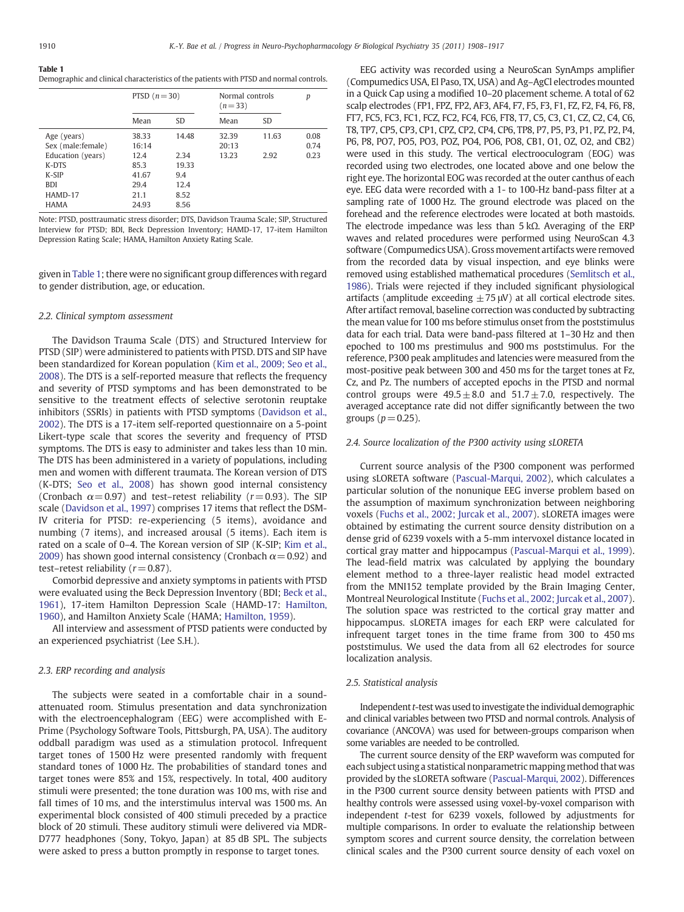**Table 1**
Demographic and clinical characteristics of the patients with PTSD and normal controls.

| | PTSD ($n=30$) | | Normal controls ($n=33$) | | $p$ |
|---|---|---|---|---|---|
| | Mean | SD | Mean | SD | |
| Age (years) | 38.33 | 14.48 | 32.39 | 11.63 | 0.08 |
| Sex (male:female) | 16:14 | | 20:13 | | 0.74 |
| Education (years) | 12.4 | 2.34 | 13.23 | 2.92 | 0.23 |
| K-DTS | 85.3 | 19.33 | | | |
| K-SIP | 41.67 | 9.4 | | | |
| BDI | 29.4 | 12.4 | | | |
| HAMD-17 | 21.1 | 8.52 | | | |
| HAMA | 24.93 | 8.56 | | | |

Note: PTSD, posttraumatic stress disorder; DTS, Davidson Trauma Scale; SIP, Structured Interview for PTSD; BDI, Beck Depression Inventory; HAMD-17, 17-item Hamilton Depression Rating Scale; HAMA, Hamilton Anxiety Rating Scale.

given in Table 1; there were no significant group differences with regard to gender distribution, age, or education.

### 2.2. Clinical symptom assessment

The Davidson Trauma Scale (DTS) and Structured Interview for PTSD (SIP) were administered to patients with PTSD. DTS and SIP have been standardized for Korean population (Kim et al., 2009; Seo et al., 2008). The DTS is a self-reported measure that reflects the frequency and severity of PTSD symptoms and has been demonstrated to be sensitive to the treatment effects of selective serotonin reuptake inhibitors (SSRIs) in patients with PTSD symptoms (Davidson et al., 2002). The DTS is a 17-item self-reported questionnaire on a 5-point Likert-type scale that scores the severity and frequency of PTSD symptoms. The DTS is easy to administer and takes less than 10 min. The DTS has been administered in a variety of populations, including men and women with different traumata. The Korean version of DTS (K-DTS; Seo et al., 2008) has shown good internal consistency (Cronbach $\alpha=0.97$) and test–retest reliability ($r=0.93$). The SIP scale (Davidson et al., 1997) comprises 17 items that reflect the DSM-IV criteria for PTSD: re-experiencing (5 items), avoidance and numbing (7 items), and increased arousal (5 items). Each item is rated on a scale of 0–4. The Korean version of SIP (K-SIP; Kim et al., 2009) has shown good internal consistency (Cronbach $\alpha=0.92$) and test–retest reliability ($r=0.87$).

Comorbid depressive and anxiety symptoms in patients with PTSD were evaluated using the Beck Depression Inventory (BDI; Beck et al., 1961), 17-item Hamilton Depression Scale (HAMD-17: Hamilton, 1960), and Hamilton Anxiety Scale (HAMA; Hamilton, 1959).

All interview and assessment of PTSD patients were conducted by an experienced psychiatrist (Lee S.H.).

### 2.3. ERP recording and analysis

The subjects were seated in a comfortable chair in a sound-attenuated room. Stimulus presentation and data synchronization with the electroencephalogram (EEG) were accomplished with E-Prime (Psychology Software Tools, Pittsburgh, PA, USA). The auditory oddball paradigm was used as a stimulation protocol. Infrequent target tones of 1500 Hz were presented randomly with frequent standard tones of 1000 Hz. The probabilities of standard tones and target tones were 85% and 15%, respectively. In total, 400 auditory stimuli were presented; the tone duration was 100 ms, with rise and fall times of 10 ms, and the interstimulus interval was 1500 ms. An experimental block consisted of 400 stimuli preceded by a practice block of 20 stimuli. These auditory stimuli were delivered via MDR-D777 headphones (Sony, Tokyo, Japan) at 85 dB SPL. The subjects were asked to press a button promptly in response to target tones.

EEG activity was recorded using a NeuroScan SynAmps amplifier (Compumedics USA, El Paso, TX, USA) and Ag–AgCl electrodes mounted in a Quick Cap using a modified 10–20 placement scheme. A total of 62 scalp electrodes (FP1, FPZ, FP2, AF3, AF4, F7, F5, F3, F1, FZ, F2, F4, F6, F8, FT7, FC5, FC3, FC1, FCZ, FC2, FC4, FC6, FT8, T7, C5, C3, C1, CZ, C2, C4, C6, T8, TP7, CP5, CP3, CP1, CPZ, CP2, CP4, CP6, TP8, P7, P5, P3, P1, PZ, P2, P4, P6, P8, PO7, PO5, PO3, POZ, PO4, PO6, PO8, CB1, O1, OZ, O2, and CB2) were used in this study. The vertical electrooculogram (EOG) was recorded using two electrodes, one located above and one below the right eye. The horizontal EOG was recorded at the outer canthus of each eye. EEG data were recorded with a 1- to 100-Hz band-pass filter at a sampling rate of 1000 Hz. The ground electrode was placed on the forehead and the reference electrodes were located at both mastoids. The electrode impedance was less than 5 kΩ. Averaging of the ERP waves and related procedures were performed using NeuroScan 4.3 software (Compumedics USA). Gross movement artifacts were removed from the recorded data by visual inspection, and eye blinks were removed using established mathematical procedures (Semlitsch et al., 1986). Trials were rejected if they included significant physiological artifacts (amplitude exceeding $\pm 75$ μV) at all cortical electrode sites. After artifact removal, baseline correction was conducted by subtracting the mean value for 100 ms before stimulus onset from the poststimulus data for each trial. Data were band-pass filtered at 1–30 Hz and then epoched to 100 ms prestimulus and 900 ms poststimulus. For the reference, P300 peak amplitudes and latencies were measured from the most-positive peak between 300 and 450 ms for the target tones at Fz, Cz, and Pz. The numbers of accepted epochs in the PTSD and normal control groups were $49.5 \pm 8.0$ and $51.7 \pm 7.0$, respectively. The averaged acceptance rate did not differ significantly between the two groups ($p=0.25$).

### 2.4. Source localization of the P300 activity using sLORETA

Current source analysis of the P300 component was performed using sLORETA software (Pascual-Marqui, 2002), which calculates a particular solution of the nonunique EEG inverse problem based on the assumption of maximum synchronization between neighboring voxels (Fuchs et al., 2002; Jurcak et al., 2007). sLORETA images were obtained by estimating the current source density distribution on a dense grid of 6239 voxels with a 5-mm intervoxel distance located in cortical gray matter and hippocampus (Pascual-Marqui et al., 1999). The lead-field matrix was calculated by applying the boundary element method to a three-layer realistic head model extracted from the MNI152 template provided by the Brain Imaging Center, Montreal Neurological Institute (Fuchs et al., 2002; Jurcak et al., 2007). The solution space was restricted to the cortical gray matter and hippocampus. sLORETA images for each ERP were calculated for infrequent target tones in the time frame from 300 to 450 ms poststimulus. We used the data from all 62 electrodes for source localization analysis.

### 2.5. Statistical analysis

Independent *t*-test was used to investigate the individual demographic and clinical variables between two PTSD and normal controls. Analysis of covariance (ANCOVA) was used for between-groups comparison when some variables are needed to be controlled.

The current source density of the ERP waveform was computed for each subject using a statistical nonparametric mapping method that was provided by the sLORETA software (Pascual-Marqui, 2002). Differences in the P300 current source density between patients with PTSD and healthy controls were assessed using voxel-by-voxel comparison with independent *t*-test for 6239 voxels, followed by adjustments for multiple comparisons. In order to evaluate the relationship between symptom scores and current source density, the correlation between clinical scales and the P300 current source density of each voxel on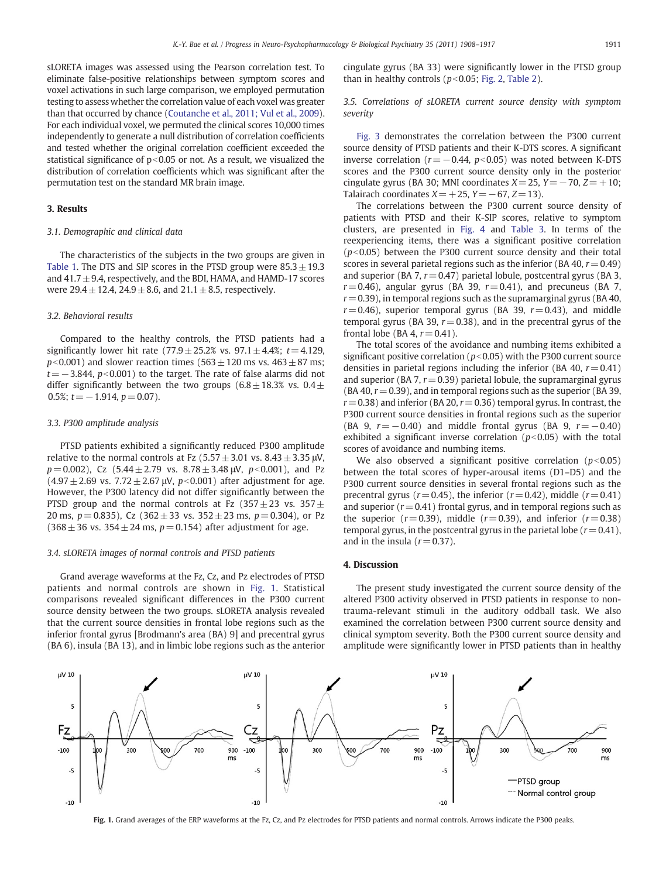sLORETA images was assessed using the Pearson correlation test. To eliminate false-positive relationships between symptom scores and voxel activations in such large comparison, we employed permutation testing to assess whether the correlation value of each voxel was greater than that occurred by chance (Coutanche et al., 2011; Vul et al., 2009). For each individual voxel, we permuted the clinical scores 10,000 times independently to generate a null distribution of correlation coefficients and tested whether the original correlation coefficient exceeded the statistical significance of $p<0.05$ or not. As a result, we visualized the distribution of correlation coefficients which was significant after the permutation test on the standard MR brain image.

## 3. Results

### 3.1. Demographic and clinical data

The characteristics of the subjects in the two groups are given in Table 1. The DTS and SIP scores in the PTSD group were $85.3 \pm 19.3$ and $41.7 \pm 9.4$, respectively, and the BDI, HAMA, and HAMD-17 scores were $29.4 \pm 12.4$, $24.9 \pm 8.6$, and $21.1 \pm 8.5$, respectively.

### 3.2. Behavioral results

Compared to the healthy controls, the PTSD patients had a significantly lower hit rate ($77.9 \pm 25.2\%$ vs. $97.1 \pm 4.4\%$; $t=4.129$, $p<0.001$) and slower reaction times ($563 \pm 120$ ms vs. $463 \pm 87$ ms; $t=-3.844$, $p<0.001$) to the target. The rate of false alarms did not differ significantly between the two groups ($6.8 \pm 18.3\%$ vs. $0.4 \pm 0.5\%$; $t=-1.914$, $p=0.07$).

### 3.3. P300 amplitude analysis

PTSD patients exhibited a significantly reduced P300 amplitude relative to the normal controls at Fz ($5.57 \pm 3.01$ vs. $8.43 \pm 3.35$ μV, $p=0.002$), Cz ($5.44 \pm 2.79$ vs. $8.78 \pm 3.48$ μV, $p<0.001$), and Pz ($4.97 \pm 2.69$ vs. $7.72 \pm 2.67$ μV, $p<0.001$) after adjustment for age. However, the P300 latency did not differ significantly between the PTSD group and the normal controls at Fz ($357 \pm 23$ vs. $357 \pm 20$ ms, $p=0.835$), Cz ($362 \pm 33$ vs. $352 \pm 23$ ms, $p=0.304$), or Pz ($368 \pm 36$ vs. $354 \pm 24$ ms, $p=0.154$) after adjustment for age.

### 3.4. sLORETA images of normal controls and PTSD patients

Grand average waveforms at the Fz, Cz, and Pz electrodes of PTSD patients and normal controls are shown in Fig. 1. Statistical comparisons revealed significant differences in the P300 current source density between the two groups. sLORETA analysis revealed that the current source densities in frontal lobe regions such as the inferior frontal gyrus [Brodmann's area (BA) 9] and precentral gyrus (BA 6), insula (BA 13), and in limbic lobe regions such as the anterior cingulate gyrus (BA 33) were significantly lower in the PTSD group than in healthy controls ($p<0.05$; Fig. 2, Table 2).

### 3.5. Correlations of sLORETA current source density with symptom severity

Fig. 3 demonstrates the correlation between the P300 current source density of PTSD patients and their K-DTS scores. A significant inverse correlation ($r=-0.44$, $p<0.05$) was noted between K-DTS scores and the P300 current source density only in the posterior cingulate gyrus (BA 30; MNI coordinates $X=25$, $Y=-70$, $Z=+10$; Talairach coordinates $X=+25$, $Y=-67$, $Z=13$).

The correlations between the P300 current source density of patients with PTSD and their K-SIP scores, relative to symptom clusters, are presented in Fig. 4 and Table 3. In terms of the reexperiencing items, there was a significant positive correlation ($p<0.05$) between the P300 current source density and their total scores in several parietal regions such as the inferior (BA 40, $r=0.49$) and superior (BA 7, $r=0.47$) parietal lobule, postcentral gyrus (BA 3, $r=0.46$), angular gyrus (BA 39, $r=0.41$), and precuneus (BA 7, $r=0.39$), in temporal regions such as the supramarginal gyrus (BA 40, $r=0.46$), superior temporal gyrus (BA 39, $r=0.43$), and middle temporal gyrus (BA 39, $r=0.38$), and in the precentral gyrus of the frontal lobe (BA 4, $r=0.41$).

The total scores of the avoidance and numbing items exhibited a significant positive correlation ($p<0.05$) with the P300 current source densities in parietal regions including the inferior (BA 40, $r=0.41$) and superior (BA 7, $r=0.39$) parietal lobule, the supramarginal gyrus (BA 40, $r=0.39$), and in temporal regions such as the superior (BA 39, $r=0.38$) and inferior (BA 20, $r=0.36$) temporal gyrus. In contrast, the P300 current source densities in frontal regions such as the superior (BA 9, $r=-0.40$) and middle frontal gyrus (BA 9, $r=-0.40$) exhibited a significant inverse correlation ($p<0.05$) with the total scores of avoidance and numbing items.

We also observed a significant positive correlation ($p<0.05$) between the total scores of hyper-arousal items (D1–D5) and the P300 current source densities in several frontal regions such as the precentral gyrus ($r=0.45$), the inferior ($r=0.42$), middle ($r=0.41$) and superior ($r=0.41$) frontal gyrus, and in temporal regions such as the superior ($r=0.39$), middle ($r=0.39$), and inferior ($r=0.38$) temporal gyrus, in the postcentral gyrus in the parietal lobe ($r=0.41$), and in the insula ($r=0.37$).

## 4. Discussion

The present study investigated the current source density of the altered P300 activity observed in PTSD patients in response to non-trauma-relevant stimuli in the auditory oddball task. We also examined the correlation between P300 current source density and clinical symptom severity. Both the P300 current source density and amplitude were significantly lower in PTSD patients than in healthy

**Fig. 1.** Grand averages of the ERP waveforms at the Fz, Cz, and Pz electrodes for PTSD patients and normal controls. Arrows indicate the P300 peaks.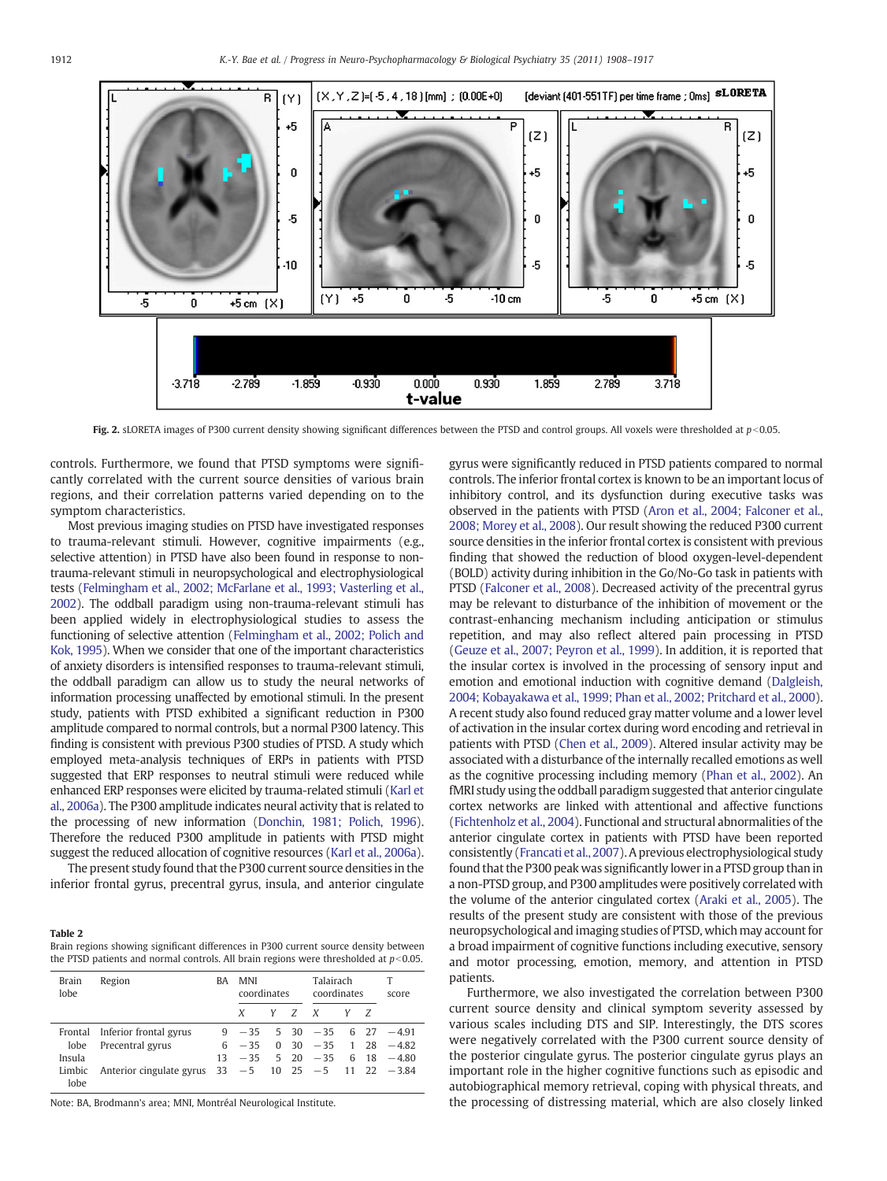Fig. 2. sLORETA images of P300 current density showing significant differences between the PTSD and control groups. All voxels were thresholded at $p<0.05$.

controls. Furthermore, we found that PTSD symptoms were significantly correlated with the current source densities of various brain regions, and their correlation patterns varied depending on to the symptom characteristics.

Most previous imaging studies on PTSD have investigated responses to trauma-relevant stimuli. However, cognitive impairments (e.g., selective attention) in PTSD have also been found in response to non-trauma-relevant stimuli in neuropsychological and electrophysiological tests (Felmingham et al., 2002; McFarlane et al., 1993; Vasterling et al., 2002). The oddball paradigm using non-trauma-relevant stimuli has been applied widely in electrophysiological studies to assess the functioning of selective attention (Felmingham et al., 2002; Polich and Kok, 1995). When we consider that one of the important characteristics of anxiety disorders is intensified responses to trauma-relevant stimuli, the oddball paradigm can allow us to study the neural networks of information processing unaffected by emotional stimuli. In the present study, patients with PTSD exhibited a significant reduction in P300 amplitude compared to normal controls, but a normal P300 latency. This finding is consistent with previous P300 studies of PTSD. A study which employed meta-analysis techniques of ERPs in patients with PTSD suggested that ERP responses to neutral stimuli were reduced while enhanced ERP responses were elicited by trauma-related stimuli (Karl et al., 2006a). The P300 amplitude indicates neural activity that is related to the processing of new information (Donchin, 1981; Polich, 1996). Therefore the reduced P300 amplitude in patients with PTSD might suggest the reduced allocation of cognitive resources (Karl et al., 2006a).

The present study found that the P300 current source densities in the inferior frontal gyrus, precentral gyrus, insula, and anterior cingulate gyrus were significantly reduced in PTSD patients compared to normal controls. The inferior frontal cortex is known to be an important locus of inhibitory control, and its dysfunction during executive tasks was observed in the patients with PTSD (Aron et al., 2004; Falconer et al., 2008; Morey et al., 2008). Our result showing the reduced P300 current source densities in the inferior frontal cortex is consistent with previous finding that showed the reduction of blood oxygen-level-dependent (BOLD) activity during inhibition in the Go/No-Go task in patients with PTSD (Falconer et al., 2008). Decreased activity of the precentral gyrus may be relevant to disturbance of the inhibition of movement or the contrast-enhancing mechanism including anticipation or stimulus repetition, and may also reflect altered pain processing in PTSD (Geuze et al., 2007; Peyron et al., 1999). In addition, it is reported that the insular cortex is involved in the processing of sensory input and emotion and emotional induction with cognitive demand (Dalgleish, 2004; Kobayakawa et al., 1999; Phan et al., 2002; Pritchard et al., 2000). A recent study also found reduced gray matter volume and a lower level of activation in the insular cortex during word encoding and retrieval in patients with PTSD (Chen et al., 2009). Altered insular activity may be associated with a disturbance of the internally recalled emotions as well as the cognitive processing including memory (Phan et al., 2002). An fMRI study using the oddball paradigm suggested that anterior cingulate cortex networks are linked with attentional and affective functions (Fichtenholz et al., 2004). Functional and structural abnormalities of the anterior cingulate cortex in patients with PTSD have been reported consistently (Francati et al., 2007). A previous electrophysiological study found that the P300 peak was significantly lower in a PTSD group than in a non-PTSD group, and P300 amplitudes were positively correlated with the volume of the anterior cingulated cortex (Araki et al., 2005). The results of the present study are consistent with those of the previous neuropsychological and imaging studies of PTSD, which may account for a broad impairment of cognitive functions including executive, sensory and motor processing, emotion, memory, and attention in PTSD patients.

Furthermore, we also investigated the correlation between P300 current source density and clinical symptom severity assessed by various scales including DTS and SIP. Interestingly, the DTS scores were negatively correlated with the P300 current source density of the posterior cingulate gyrus. The posterior cingulate gyrus plays an important role in the higher cognitive functions such as episodic and autobiographical memory retrieval, coping with physical threats, and the processing of distressing material, which are also closely linked

**Table 2**
Brain regions showing significant differences in P300 current source density between the PTSD patients and normal controls. All brain regions were thresholded at $p<0.05$.

| Brain lobe | Region | BA | MNI coordinates | | | Talairach coordinates | | | T score |
|---|---|---|---|---|---|---|---|---|---|
| | | | X | Y | Z | X | Y | Z | |
| Frontal lobe | Inferior frontal gyrus | 9 | −35 | 5 | 30 | −35 | 6 | 27 | −4.91 |
| | Precentral gyrus | 6 | −35 | 0 | 30 | −35 | 1 | 28 | −4.82 |
| Insula | | 13 | −35 | 5 | 20 | −35 | 6 | 18 | −4.80 |
| Limbic lobe | Anterior cingulate gyrus | 33 | −5 | 10 | 25 | −5 | 11 | 22 | −3.84 |

Note: BA, Brodmann's area; MNI, Montréal Neurological Institute.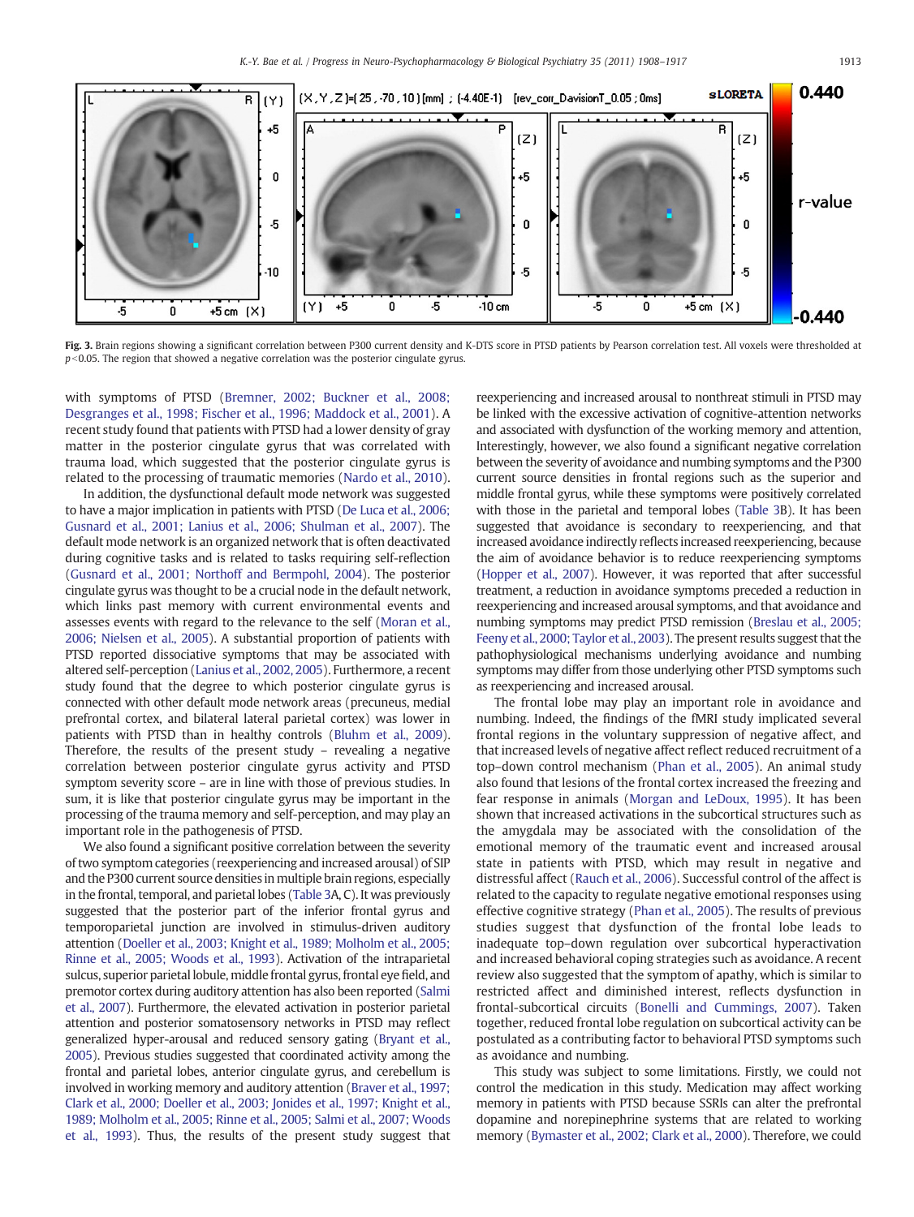**Fig. 3.** Brain regions showing a significant correlation between P300 current density and K-DTS score in PTSD patients by Pearson correlation test. All voxels were thresholded at $p<0.05$. The region that showed a negative correlation was the posterior cingulate gyrus.

with symptoms of PTSD (Bremner, 2002; Buckner et al., 2008; Desgranges et al., 1998; Fischer et al., 1996; Maddock et al., 2001). A recent study found that patients with PTSD had a lower density of gray matter in the posterior cingulate gyrus that was correlated with trauma load, which suggested that the posterior cingulate gyrus is related to the processing of traumatic memories (Nardo et al., 2010).

In addition, the dysfunctional default mode network was suggested to have a major implication in patients with PTSD (De Luca et al., 2006; Gusnard et al., 2001; Lanius et al., 2006; Shulman et al., 2007). The default mode network is an organized network that is often deactivated during cognitive tasks and is related to tasks requiring self-reflection (Gusnard et al., 2001; Northoff and Bermpohl, 2004). The posterior cingulate gyrus was thought to be a crucial node in the default network, which links past memory with current environmental events and assesses events with regard to the relevance to the self (Moran et al., 2006; Nielsen et al., 2005). A substantial proportion of patients with PTSD reported dissociative symptoms that may be associated with altered self-perception (Lanius et al., 2002, 2005). Furthermore, a recent study found that the degree to which posterior cingulate gyrus is connected with other default mode network areas (precuneus, medial prefrontal cortex, and bilateral lateral parietal cortex) was lower in patients with PTSD than in healthy controls (Bluhm et al., 2009). Therefore, the results of the present study – revealing a negative correlation between posterior cingulate gyrus activity and PTSD symptom severity score – are in line with those of previous studies. In sum, it is like that posterior cingulate gyrus may be important in the processing of the trauma memory and self-perception, and may play an important role in the pathogenesis of PTSD.

We also found a significant positive correlation between the severity of two symptom categories (reexperiencing and increased arousal) of SIP and the P300 current source densities in multiple brain regions, especially in the frontal, temporal, and parietal lobes (Table 3A, C). It was previously suggested that the posterior part of the inferior frontal gyrus and temporoparietal junction are involved in stimulus-driven auditory attention (Doeller et al., 2003; Knight et al., 1989; Molholm et al., 2005; Rinne et al., 2005; Woods et al., 1993). Activation of the intraparietal sulcus, superior parietal lobule, middle frontal gyrus, frontal eye field, and premotor cortex during auditory attention has also been reported (Salmi et al., 2007). Furthermore, the elevated activation in posterior parietal attention and posterior somatosensory networks in PTSD may reflect generalized hyper-arousal and reduced sensory gating (Bryant et al., 2005). Previous studies suggested that coordinated activity among the frontal and parietal lobes, anterior cingulate gyrus, and cerebellum is involved in working memory and auditory attention (Braver et al., 1997; Clark et al., 2000; Doeller et al., 2003; Jonides et al., 1997; Knight et al., 1989; Molholm et al., 2005; Rinne et al., 2005; Salmi et al., 2007; Woods et al., 1993). Thus, the results of the present study suggest that reexperiencing and increased arousal to nonthreat stimuli in PTSD may be linked with the excessive activation of cognitive-attention networks and associated with dysfunction of the working memory and attention, Interestingly, however, we also found a significant negative correlation between the severity of avoidance and numbing symptoms and the P300 current source densities in frontal regions such as the superior and middle frontal gyrus, while these symptoms were positively correlated with those in the parietal and temporal lobes (Table 3B). It has been suggested that avoidance is secondary to reexperiencing, and that increased avoidance indirectly reflects increased reexperiencing, because the aim of avoidance behavior is to reduce reexperiencing symptoms (Hopper et al., 2007). However, it was reported that after successful treatment, a reduction in avoidance symptoms preceded a reduction in reexperiencing and increased arousal symptoms, and that avoidance and numbing symptoms may predict PTSD remission (Breslau et al., 2005; Feeny et al., 2000; Taylor et al., 2003). The present results suggest that the pathophysiological mechanisms underlying avoidance and numbing symptoms may differ from those underlying other PTSD symptoms such as reexperiencing and increased arousal.

The frontal lobe may play an important role in avoidance and numbing. Indeed, the findings of the fMRI study implicated several frontal regions in the voluntary suppression of negative affect, and that increased levels of negative affect reflect reduced recruitment of a top–down control mechanism (Phan et al., 2005). An animal study also found that lesions of the frontal cortex increased the freezing and fear response in animals (Morgan and LeDoux, 1995). It has been shown that increased activations in the subcortical structures such as the amygdala may be associated with the consolidation of the emotional memory of the traumatic event and increased arousal state in patients with PTSD, which may result in negative and distressful affect (Rauch et al., 2006). Successful control of the affect is related to the capacity to regulate negative emotional responses using effective cognitive strategy (Phan et al., 2005). The results of previous studies suggest that dysfunction of the frontal lobe leads to inadequate top–down regulation over subcortical hyperactivation and increased behavioral coping strategies such as avoidance. A recent review also suggested that the symptom of apathy, which is similar to restricted affect and diminished interest, reflects dysfunction in frontal-subcortical circuits (Bonelli and Cummings, 2007). Taken together, reduced frontal lobe regulation on subcortical activity can be postulated as a contributing factor to behavioral PTSD symptoms such as avoidance and numbing.

This study was subject to some limitations. Firstly, we could not control the medication in this study. Medication may affect working memory in patients with PTSD because SSRIs can alter the prefrontal dopamine and norepinephrine systems that are related to working memory (Bymaster et al., 2002; Clark et al., 2000). Therefore, we could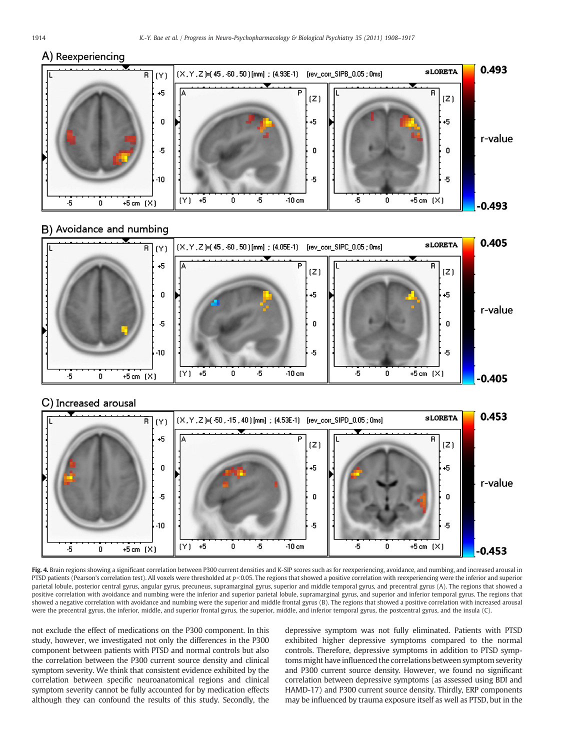Fig. 4. Brain regions showing a significant correlation between P300 current densities and K-SIP scores such as for reexperiencing, avoidance, and numbing, and increased arousal in PTSD patients (Pearson's correlation test). All voxels were thresholded at $p < 0.05$. The regions that showed a positive correlation with reexperiencing were the inferior and superior parietal lobule, posterior central gyrus, angular gyrus, precuneus, supramarginal gyrus, superior and middle temporal gyrus, and precentral gyrus (A). The regions that showed a positive correlation with avoidance and numbing were the inferior and superior parietal lobule, supramarginal gyrus, and superior and inferior temporal gyrus. The regions that showed a negative correlation with avoidance and numbing were the superior and middle frontal gyrus (B). The regions that showed a positive correlation with increased arousal were the precentral gyrus, the inferior, middle, and superior frontal gyrus, the superior, middle, and inferior temporal gyrus, the postcentral gyrus, and the insula (C).

not exclude the effect of medications on the P300 component. In this study, however, we investigated not only the differences in the P300 component between patients with PTSD and normal controls but also the correlation between the P300 current source density and clinical symptom severity. We think that consistent evidence exhibited by the correlation between specific neuroanatomical regions and clinical symptom severity cannot be fully accounted for by medication effects although they can confound the results of this study. Secondly, the depressive symptom was not fully eliminated. Patients with PTSD exhibited higher depressive symptoms compared to the normal controls. Therefore, depressive symptoms in addition to PTSD symptoms might have influenced the correlations between symptom severity and P300 current source density. However, we found no significant correlation between depressive symptoms (as assessed using BDI and HAMD-17) and P300 current source density. Thirdly, ERP components may be influenced by trauma exposure itself as well as PTSD, but in the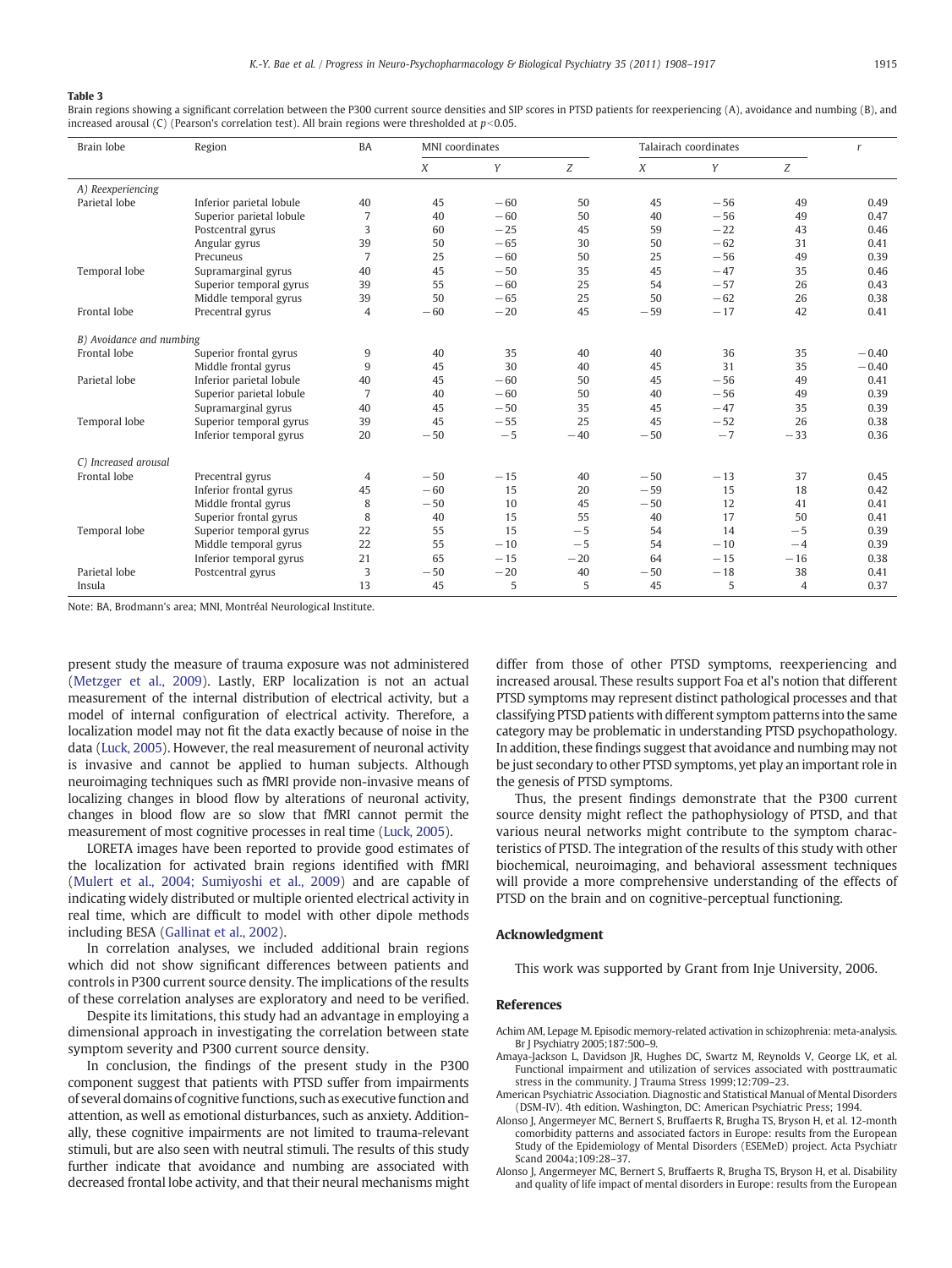**Table 3**

Brain regions showing a significant correlation between the P300 current source densities and SIP scores in PTSD patients for reexperiencing (A), avoidance and numbing (B), and increased arousal (C) (Pearson's correlation test). All brain regions were thresholded at $p<0.05$.

| Brain lobe | Region | BA | MNI coordinates | | | Talairach coordinates | | | $r$ |
|---|---|---|---|---|---|---|---|---|---|
| | | | $X$ | $Y$ | $Z$ | $X$ | $Y$ | $Z$ | |
| *A) Reexperiencing* | | | | | | | | | |
| Parietal lobe | Inferior parietal lobule | 40 | 45 | −60 | 50 | 45 | −56 | 49 | 0.49 |
| | Superior parietal lobule | 7 | 40 | −60 | 50 | 40 | −56 | 49 | 0.47 |
| | Postcentral gyrus | 3 | 60 | −25 | 45 | 59 | −22 | 43 | 0.46 |
| | Angular gyrus | 39 | 50 | −65 | 30 | 50 | −62 | 31 | 0.41 |
| | Precuneus | 7 | 25 | −60 | 50 | 25 | −56 | 49 | 0.39 |
| Temporal lobe | Supramarginal gyrus | 40 | 45 | −50 | 35 | 45 | −47 | 35 | 0.46 |
| | Superior temporal gyrus | 39 | 55 | −60 | 25 | 54 | −57 | 26 | 0.43 |
| | Middle temporal gyrus | 39 | 50 | −65 | 25 | 50 | −62 | 26 | 0.38 |
| Frontal lobe | Precentral gyrus | 4 | −60 | −20 | 45 | −59 | −17 | 42 | 0.41 |
| *B) Avoidance and numbing* | | | | | | | | | |
| Frontal lobe | Superior frontal gyrus | 9 | 40 | 35 | 40 | 40 | 36 | 35 | −0.40 |
| | Middle frontal gyrus | 9 | 45 | 30 | 40 | 45 | 31 | 35 | −0.40 |
| Parietal lobe | Inferior parietal lobule | 40 | 45 | −60 | 50 | 45 | −56 | 49 | 0.41 |
| | Superior parietal lobule | 7 | 40 | −60 | 50 | 40 | −56 | 49 | 0.39 |
| | Supramarginal gyrus | 40 | 45 | −50 | 35 | 45 | −47 | 35 | 0.39 |
| Temporal lobe | Superior temporal gyrus | 39 | 45 | −55 | 25 | 45 | −52 | 26 | 0.38 |
| | Inferior temporal gyrus | 20 | −50 | −5 | −40 | −50 | −7 | −33 | 0.36 |
| *C) Increased arousal* | | | | | | | | | |
| Frontal lobe | Precentral gyrus | 4 | −50 | −15 | 40 | −50 | −13 | 37 | 0.45 |
| | Inferior frontal gyrus | 45 | −60 | 15 | 20 | −59 | 15 | 18 | 0.42 |
| | Middle frontal gyrus | 8 | −50 | 10 | 45 | −50 | 12 | 41 | 0.41 |
| | Superior frontal gyrus | 8 | 40 | 15 | 55 | 40 | 17 | 50 | 0.41 |
| Temporal lobe | Superior temporal gyrus | 22 | 55 | 15 | −5 | 54 | 14 | −5 | 0.39 |
| | Middle temporal gyrus | 22 | 55 | −10 | −5 | 54 | −10 | −4 | 0.39 |
| | Inferior temporal gyrus | 21 | 65 | −15 | −20 | 64 | −15 | −16 | 0.38 |
| Parietal lobe | Postcentral gyrus | 3 | −50 | −20 | 40 | −50 | −18 | 38 | 0.41 |
| Insula | | 13 | 45 | 5 | 5 | 45 | 5 | 4 | 0.37 |

Note: BA, Brodmann's area; MNI, Montréal Neurological Institute.

present study the measure of trauma exposure was not administered (Metzger et al., 2009). Lastly, ERP localization is not an actual measurement of the internal distribution of electrical activity, but a model of internal configuration of electrical activity. Therefore, a localization model may not fit the data exactly because of noise in the data (Luck, 2005). However, the real measurement of neuronal activity is invasive and cannot be applied to human subjects. Although neuroimaging techniques such as fMRI provide non-invasive means of localizing changes in blood flow by alterations of neuronal activity, changes in blood flow are so slow that fMRI cannot permit the measurement of most cognitive processes in real time (Luck, 2005).

LORETA images have been reported to provide good estimates of the localization for activated brain regions identified with fMRI (Mulert et al., 2004; Sumiyoshi et al., 2009) and are capable of indicating widely distributed or multiple oriented electrical activity in real time, which are difficult to model with other dipole methods including BESA (Gallinat et al., 2002).

In correlation analyses, we included additional brain regions which did not show significant differences between patients and controls in P300 current source density. The implications of the results of these correlation analyses are exploratory and need to be verified.

Despite its limitations, this study had an advantage in employing a dimensional approach in investigating the correlation between state symptom severity and P300 current source density.

In conclusion, the findings of the present study in the P300 component suggest that patients with PTSD suffer from impairments of several domains of cognitive functions, such as executive function and attention, as well as emotional disturbances, such as anxiety. Additionally, these cognitive impairments are not limited to trauma-relevant stimuli, but are also seen with neutral stimuli. The results of this study further indicate that avoidance and numbing are associated with decreased frontal lobe activity, and that their neural mechanisms might differ from those of other PTSD symptoms, reexperiencing and increased arousal. These results support Foa et al's notion that different PTSD symptoms may represent distinct pathological processes and that classifying PTSD patients with different symptom patterns into the same category may be problematic in understanding PTSD psychopathology. In addition, these findings suggest that avoidance and numbing may not be just secondary to other PTSD symptoms, yet play an important role in the genesis of PTSD symptoms.

Thus, the present findings demonstrate that the P300 current source density might reflect the pathophysiology of PTSD, and that various neural networks might contribute to the symptom characteristics of PTSD. The integration of the results of this study with other biochemical, neuroimaging, and behavioral assessment techniques will provide a more comprehensive understanding of the effects of PTSD on the brain and on cognitive-perceptual functioning.

## Acknowledgment

This work was supported by Grant from Inje University, 2006.

## References

Achim AM, Lepage M. Episodic memory-related activation in schizophrenia: meta-analysis. Br J Psychiatry 2005;187:500–9.

Amaya-Jackson L, Davidson JR, Hughes DC, Swartz M, Reynolds V, George LK, et al. Functional impairment and utilization of services associated with posttraumatic stress in the community. J Trauma Stress 1999;12:709–23.

American Psychiatric Association. Diagnostic and Statistical Manual of Mental Disorders (DSM-IV). 4th edition. Washington, DC: American Psychiatric Press; 1994.

Alonso J, Angermeyer MC, Bernert S, Bruffaerts R, Brugha TS, Bryson H, et al. 12-month comorbidity patterns and associated factors in Europe: results from the European Study of the Epidemiology of Mental Disorders (ESEMeD) project. Acta Psychiatr Scand 2004a;109:28–37.

Alonso J, Angermeyer MC, Bernert S, Bruffaerts R, Brugha TS, Bryson H, et al. Disability and quality of life impact of mental disorders in Europe: results from the European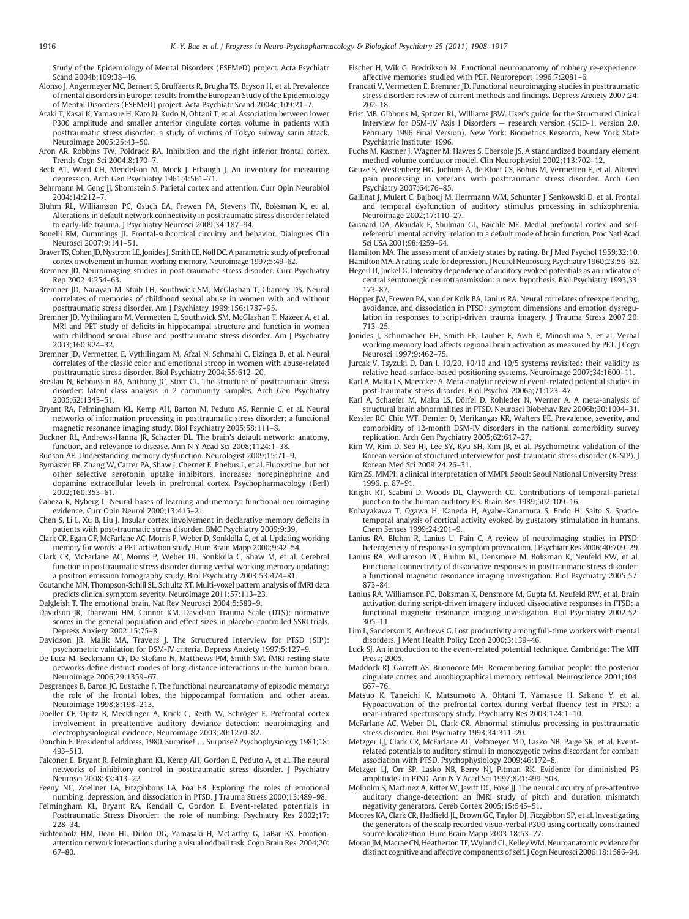Study of the Epidemiology of Mental Disorders (ESEMeD) project. Acta Psychiatr Scand 2004b;109:38–46.

Alonso J, Angermeyer MC, Bernert S, Bruffaerts R, Brugha TS, Bryson H, et al. Prevalence of mental disorders in Europe: results from the European Study of the Epidemiology of Mental Disorders (ESEMeD) project. Acta Psychiatr Scand 2004c;109:21–7.

Araki T, Kasai K, Yamasue H, Kato N, Kudo N, Ohtani T, et al. Association between lower P300 amplitude and smaller anterior cingulate cortex volume in patients with posttraumatic stress disorder: a study of victims of Tokyo subway sarin attack. Neuroimage 2005;25:43–50.

Aron AR, Robbins TW, Poldrack RA. Inhibition and the right inferior frontal cortex. Trends Cogn Sci 2004;8:170–7.

Beck AT, Ward CH, Mendelson M, Mock J, Erbaugh J. An inventory for measuring depression. Arch Gen Psychiatry 1961;4:561–71.

Behrmann M, Geng JJ, Shomstein S. Parietal cortex and attention. Curr Opin Neurobiol 2004;14:212–7.

Bluhm RL, Williamson PC, Osuch EA, Frewen PA, Stevens TK, Boksman K, et al. Alterations in default network connectivity in posttraumatic stress disorder related to early-life trauma. J Psychiatry Neurosci 2009;34:187–94.

Bonelli RM, Cummings JL. Frontal-subcortical circuitry and behavior. Dialogues Clin Neurosci 2007;9:141–51.

Braver TS, Cohen JD, Nystrom LE, Jonides J, Smith EE, Noll DC. A parametric study of prefrontal cortex involvement in human working memory. Neuroimage 1997;5:49–62.

Bremner JD. Neuroimaging studies in post-traumatic stress disorder. Curr Psychiatry Rep 2002;4:254–63.

Bremner JD, Narayan M, Staib LH, Southwick SM, McGlashan T, Charney DS. Neural correlates of memories of childhood sexual abuse in women with and without posttraumatic stress disorder. Am J Psychiatry 1999;156:1787–95.

Bremner JD, Vythilingam M, Vermetten E, Southwick SM, McGlashan T, Nazeer A, et al. MRI and PET study of deficits in hippocampal structure and function in women with childhood sexual abuse and posttraumatic stress disorder. Am J Psychiatry 2003;160:924–32.

Bremner JD, Vermetten E, Vythilingam M, Afzal N, Schmahl C, Elzinga B, et al. Neural correlates of the classic color and emotional stroop in women with abuse-related posttraumatic stress disorder. Biol Psychiatry 2004;55:612–20.

Breslau N, Reboussin BA, Anthony JC, Storr CL. The structure of posttraumatic stress disorder: latent class analysis in 2 community samples. Arch Gen Psychiatry 2005;62:1343–51.

Bryant RA, Felmingham KL, Kemp AH, Barton M, Peduto AS, Rennie C, et al. Neural networks of information processing in posttraumatic stress disorder: a functional magnetic resonance imaging study. Biol Psychiatry 2005;58:111–8.

Buckner RL, Andrews-Hanna JR, Schacter DL. The brain's default network: anatomy, function, and relevance to disease. Ann N Y Acad Sci 2008;1124:1–38.

Budson AE. Understanding memory dysfunction. Neurologist 2009;15:71–9.

Bymaster FP, Zhang W, Carter PA, Shaw J, Chernet E, Phebus L, et al. Fluoxetine, but not other selective serotonin uptake inhibitors, increases norepinephrine and dopamine extracellular levels in prefrontal cortex. Psychopharmacology (Berl) 2002;160:353–61.

Cabeza R, Nyberg L. Neural bases of learning and memory: functional neuroimaging evidence. Curr Opin Neurol 2000;13:415–21.

Chen S, Li L, Xu B, Liu J. Insular cortex involvement in declarative memory deficits in patients with post-traumatic stress disorder. BMC Psychiatry 2009;9:39.

Clark CR, Egan GF, McFarlane AC, Morris P, Weber D, Sonkkilla C, et al. Updating working memory for words: a PET activation study. Hum Brain Mapp 2000;9:42–54.

Clark CR, McFarlane AC, Morris P, Weber DL, Sonkkilla C, Shaw M, et al. Cerebral function in posttraumatic stress disorder during verbal working memory updating: a positron emission tomography study. Biol Psychiatry 2003;53:474–81.

Coutanche MN, Thompson-Schill SL, Schultz RT. Multi-voxel pattern analysis of fMRI data predicts clinical symptom severity. NeuroImage 2011;57:113–23.

Dalgleish T. The emotional brain. Nat Rev Neurosci 2004;5:583–9.

Davidson JR, Tharwani HM, Connor KM. Davidson Trauma Scale (DTS): normative scores in the general population and effect sizes in placebo-controlled SSRI trials. Depress Anxiety 2002;15:75–8.

Davidson JR, Malik MA, Travers J. The Structured Interview for PTSD (SIP): psychometric validation for DSM-IV criteria. Depress Anxiety 1997;5:127–9.

De Luca M, Beckmann CF, De Stefano N, Matthews PM, Smith SM. fMRI resting state networks define distinct modes of long-distance interactions in the human brain. Neuroimage 2006;29:1359–67.

Desgranges B, Baron JC, Eustache F. The functional neuroanatomy of episodic memory: the role of the frontal lobes, the hippocampal formation, and other areas. Neuroimage 1998;8:198–213.

Doeller CF, Opitz B, Mecklinger A, Krick C, Reith W, Schröger E. Prefrontal cortex involvement in preattentive auditory deviance detection: neuroimaging and electrophysiological evidence. Neuroimage 2003;20:1270–82.

Donchin E. Presidential address, 1980. Surprise! … Surprise? Psychophysiology 1981;18: 493–513.

Falconer E, Bryant R, Felmingham KL, Kemp AH, Gordon E, Peduto A, et al. The neural networks of inhibitory control in posttraumatic stress disorder. J Psychiatry Neurosci 2008;33:413–22.

Feeny NC, Zoellner LA, Fitzgibbons LA, Foa EB. Exploring the roles of emotional numbing, depression, and dissociation in PTSD. J Trauma Stress 2000;13:489–98.

Felmingham KL, Bryant RA, Kendall C, Gordon E. Event-related potentials in Posttraumatic Stress Disorder: the role of numbing. Psychiatry Res 2002;17: 228–34.

Fichtenholz HM, Dean HL, Dillon DG, Yamasaki H, McCarthy G, LaBar KS. Emotion-attention network interactions during a visual oddball task. Cogn Brain Res. 2004;20: 67–80.

Fischer H, Wik G, Fredrikson M. Functional neuroanatomy of robbery re-experience: affective memories studied with PET. Neuroreport 1996;7:2081–6.

Francati V, Vermetten E, Bremner JD. Functional neuroimaging studies in posttraumatic stress disorder: review of current methods and findings. Depress Anxiety 2007;24: 202–18.

Frist MB, Gibbons M, Sptizer RL, Williams JBW. User's guide for the Structured Clinical Interview for DSM-IV Axis I Disorders — research version (SCID-1, version 2.0, February 1996 Final Version). New York: Biometrics Research, New York State Psychiatric Institute; 1996.

Fuchs M, Kastner J, Wagner M, Hawes S, Ebersole JS. A standardized boundary element method volume conductor model. Clin Neurophysiol 2002;113:702–12.

Geuze E, Westenberg HG, Jochims A, de Kloet CS, Bohus M, Vermetten E, et al. Altered pain processing in veterans with posttraumatic stress disorder. Arch Gen Psychiatry 2007;64:76–85.

Gallinat J, Mulert C, Bajbouj M, Herrmann WM, Schunter J, Senkowski D, et al. Frontal and temporal dysfunction of auditory stimulus processing in schizophrenia. Neuroimage 2002;17:110–27.

Gusnard DA, Akbudak E, Shulman GL, Raichle ME. Medial prefrontal cortex and self-referential mental activity: relation to a default mode of brain function. Proc Natl Acad Sci USA 2001;98:4259–64.

Hamilton MA. The assessment of anxiety states by rating. Br J Med Psychol 1959;32:10.

Hamilton MA. A rating scale for depression. J Neurol Neurosurg Psychiatry 1960;23:56–62.

Hegerl U, Juckel G. Intensity dependence of auditory evoked potentials as an indicator of central serotonergic neurotransmission: a new hypothesis. Biol Psychiatry 1993;33: 173–87.

Hopper JW, Frewen PA, van der Kolk BA, Lanius RA. Neural correlates of reexperiencing, avoidance, and dissociation in PTSD: symptom dimensions and emotion dysregulation in responses to script-driven trauma imagery. J Trauma Stress 2007;20: 713–25.

Jonides J, Schumacher EH, Smith EE, Lauber E, Awh E, Minoshima S, et al. Verbal working memory load affects regional brain activation as measured by PET. J Cogn Neurosci 1997;9:462–75.

Jurcak V, Tsyzuki D, Dan I. 10/20, 10/10 and 10/5 systems revisited: their validity as relative head-surface-based positioning systems. Neuroimage 2007;34:1600–11.

Karl A, Malta LS, Maercker A. Meta-analytic review of event-related potential studies in post-traumatic stress disorder. Biol Psychol 2006a;71:123–47.

Karl A, Schaefer M, Malta LS, Dörfel D, Rohleder N, Werner A. A meta-analysis of structural brain abnormalities in PTSD. Neurosci Biobehav Rev 2006b;30:1004–31.

Kessler RC, Chiu WT, Demler O, Merikangas KR, Walters EE. Prevalence, severity, and comorbidity of 12-month DSM-IV disorders in the national comorbidity survey replication. Arch Gen Psychiatry 2005;62:617–27.

Kim W, Kim D, Seo HJ, Lee SY, Ryu SH, Kim JB, et al. Psychometric validation of the Korean version of structured interview for post-traumatic stress disorder (K-SIP). J Korean Med Sci 2009;24:26–31.

Kim ZS. MMPI: a clinical interpretation of MMPI. Seoul: Seoul National University Press; 1996. p. 87–91.

Knight RT, Scabini D, Woods DL, Clayworth CC. Contributions of temporal–parietal junction to the human auditory P3. Brain Res 1989;502:109–16.

Kobayakawa T, Ogawa H, Kaneda H, Ayabe-Kanamura S, Endo H, Saito S. Spatio-temporal analysis of cortical activity evoked by gustatory stimulation in humans. Chem Senses 1999;24:201–9.

Lanius RA, Bluhm R, Lanius U, Pain C. A review of neuroimaging studies in PTSD: heterogeneity of response to symptom provocation. J Psychiatr Res 2006;40:709–29.

Lanius RA, Williamson PC, Bluhm RL, Densmore M, Boksman K, Neufeld RW, et al. Functional connectivity of dissociative responses in posttraumatic stress disorder: a functional magnetic resonance imaging investigation. Biol Psychiatry 2005;57: 873–84.

Lanius RA, Williamson PC, Boksman K, Densmore M, Gupta M, Neufeld RW, et al. Brain activation during script-driven imagery induced dissociative responses in PTSD: a functional magnetic resonance imaging investigation. Biol Psychiatry 2002;52: 305–11.

Lim L, Sanderson K, Andrews G. Lost productivity among full-time workers with mental disorders. J Ment Health Policy Econ 2000;3:139–46.

Luck SJ. An introduction to the event-related potential technique. Cambridge: The MIT Press; 2005.

Maddock RJ, Garrett AS, Buonocore MH. Remembering familiar people: the posterior cingulate cortex and autobiographical memory retrieval. Neuroscience 2001;104: 667–76.

Matsuo K, Taneichi K, Matsumoto A, Ohtani T, Yamasue H, Sakano Y, et al. Hypoactivation of the prefrontal cortex during verbal fluency test in PTSD: a near-infrared spectroscopy study. Psychiatry Res 2003;124:1–10.

McFarlane AC, Weber DL, Clark CR. Abnormal stimulus processing in posttraumatic stress disorder. Biol Psychiatry 1993;34:311–20.

Metzger LJ, Clark CR, McFarlane AC, Veltmeyer MD, Lasko NB, Paige SR, et al. Event-related potentials to auditory stimuli in monozygotic twins discordant for combat: association with PTSD. Psychophysiology 2009;46:172–8.

Metzger LJ, Orr SP, Lasko NB, Berry NJ, Pitman RK. Evidence for diminished P3 amplitudes in PTSD. Ann N Y Acad Sci 1997;821:499–503.

Molholm S, Martinez A, Ritter W, Javitt DC, Foxe JJ. The neural circuitry of pre-attentive auditory change-detection: an fMRI study of pitch and duration mismatch negativity generators. Cereb Cortex 2005;15:545–51.

Moores KA, Clark CR, Hadfield JL, Brown GC, Taylor DJ, Fitzgibbon SP, et al. Investigating the generators of the scalp recorded visuo-verbal P300 using cortically constrained source localization. Hum Brain Mapp 2003;18:53–77.

Moran JM, Macrae CN, Heatherton TF, Wyland CL, Kelley WM. Neuroanatomic evidence for distinct cognitive and affective components of self. J Cogn Neurosci 2006;18:1586–94.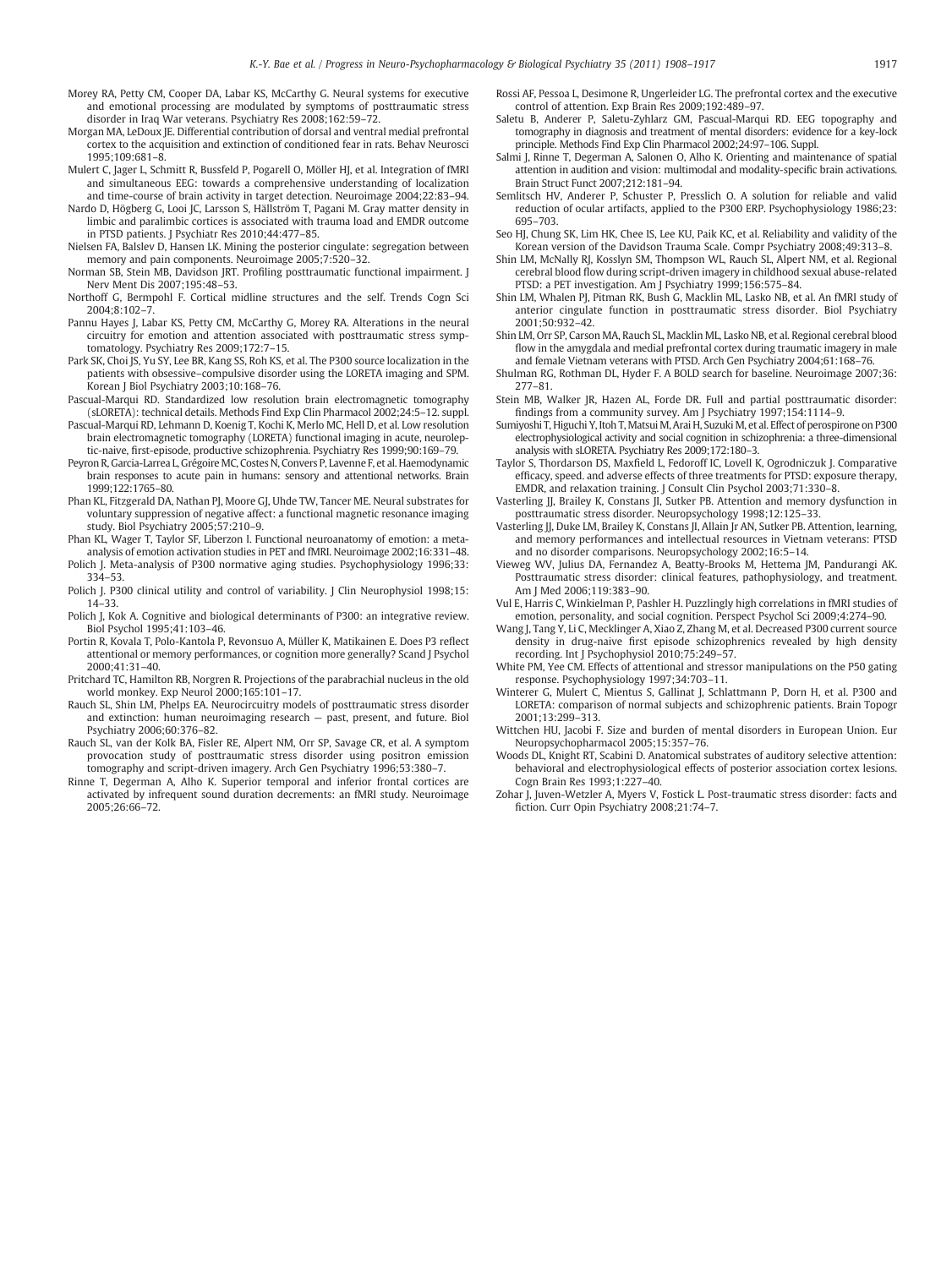Morey RA, Petty CM, Cooper DA, Labar KS, McCarthy G. Neural systems for executive and emotional processing are modulated by symptoms of posttraumatic stress disorder in Iraq War veterans. Psychiatry Res 2008;162:59–72.

Morgan MA, LeDoux JE. Differential contribution of dorsal and ventral medial prefrontal cortex to the acquisition and extinction of conditioned fear in rats. Behav Neurosci 1995;109:681–8.

Mulert C, Jager L, Schmitt R, Bussfeld P, Pogarell O, Möller HJ, et al. Integration of fMRI and simultaneous EEG: towards a comprehensive understanding of localization and time-course of brain activity in target detection. Neuroimage 2004;22:83–94.

Nardo D, Högberg G, Looi JC, Larsson S, Hällström T, Pagani M. Gray matter density in limbic and paralimbic cortices is associated with trauma load and EMDR outcome in PTSD patients. J Psychiatr Res 2010;44:477–85.

Nielsen FA, Balslev D, Hansen LK. Mining the posterior cingulate: segregation between memory and pain components. Neuroimage 2005;7:520–32.

Norman SB, Stein MB, Davidson JRT. Profiling posttraumatic functional impairment. J Nerv Ment Dis 2007;195:48–53.

Northoff G, Bermpohl F. Cortical midline structures and the self. Trends Cogn Sci 2004;8:102–7.

Pannu Hayes J, Labar KS, Petty CM, McCarthy G, Morey RA. Alterations in the neural circuitry for emotion and attention associated with posttraumatic stress symptomatology. Psychiatry Res 2009;172:7–15.

Park SK, Choi JS, Yu SY, Lee BR, Kang SS, Roh KS, et al. The P300 source localization in the patients with obsessive–compulsive disorder using the LORETA imaging and SPM. Korean J Biol Psychiatry 2003;10:168–76.

Pascual-Marqui RD. Standardized low resolution brain electromagnetic tomography (sLORETA): technical details. Methods Find Exp Clin Pharmacol 2002;24:5–12. suppl.

Pascual-Marqui RD, Lehmann D, Koenig T, Kochi K, Merlo MC, Hell D, et al. Low resolution brain electromagnetic tomography (LORETA) functional imaging in acute, neuroleptic-naive, first-episode, productive schizophrenia. Psychiatry Res 1999;90:169–79.

Peyron R, Garcia-Larrea L, Grégoire MC, Costes N, Convers P, Lavenne F, et al. Haemodynamic brain responses to acute pain in humans: sensory and attentional networks. Brain 1999;122:1765–80.

Phan KL, Fitzgerald DA, Nathan PJ, Moore GJ, Uhde TW, Tancer ME. Neural substrates for voluntary suppression of negative affect: a functional magnetic resonance imaging study. Biol Psychiatry 2005;57:210–9.

Phan KL, Wager T, Taylor SF, Liberzon I. Functional neuroanatomy of emotion: a meta-analysis of emotion activation studies in PET and fMRI. Neuroimage 2002;16:331–48.

Polich J. Meta-analysis of P300 normative aging studies. Psychophysiology 1996;33: 334–53.

Polich J. P300 clinical utility and control of variability. J Clin Neurophysiol 1998;15: 14–33.

Polich J, Kok A. Cognitive and biological determinants of P300: an integrative review. Biol Psychol 1995;41:103–46.

Portin R, Kovala T, Polo-Kantola P, Revonsuo A, Müller K, Matikainen E. Does P3 reflect attentional or memory performances, or cognition more generally? Scand J Psychol 2000;41:31–40.

Pritchard TC, Hamilton RB, Norgren R. Projections of the parabrachial nucleus in the old world monkey. Exp Neurol 2000;165:101–17.

Rauch SL, Shin LM, Phelps EA. Neurocircuitry models of posttraumatic stress disorder and extinction: human neuroimaging research — past, present, and future. Biol Psychiatry 2006;60:376–82.

Rauch SL, van der Kolk BA, Fisler RE, Alpert NM, Orr SP, Savage CR, et al. A symptom provocation study of posttraumatic stress disorder using positron emission tomography and script-driven imagery. Arch Gen Psychiatry 1996;53:380–7.

Rinne T, Degerman A, Alho K. Superior temporal and inferior frontal cortices are activated by infrequent sound duration decrements: an fMRI study. Neuroimage 2005;26:66–72.

Rossi AF, Pessoa L, Desimone R, Ungerleider LG. The prefrontal cortex and the executive control of attention. Exp Brain Res 2009;192:489–97.

Saletu B, Anderer P, Saletu-Zyhlarz GM, Pascual-Marqui RD. EEG topography and tomography in diagnosis and treatment of mental disorders: evidence for a key-lock principle. Methods Find Exp Clin Pharmacol 2002;24:97–106. Suppl.

Salmi J, Rinne T, Degerman A, Salonen O, Alho K. Orienting and maintenance of spatial attention in audition and vision: multimodal and modality-specific brain activations. Brain Struct Funct 2007;212:181–94.

Semlitsch HV, Anderer P, Schuster P, Presslich O. A solution for reliable and valid reduction of ocular artifacts, applied to the P300 ERP. Psychophysiology 1986;23: 695–703.

Seo HJ, Chung SK, Lim HK, Chee IS, Lee KU, Paik KC, et al. Reliability and validity of the Korean version of the Davidson Trauma Scale. Compr Psychiatry 2008;49:313–8.

Shin LM, McNally RJ, Kosslyn SM, Thompson WL, Rauch SL, Alpert NM, et al. Regional cerebral blood flow during script-driven imagery in childhood sexual abuse-related PTSD: a PET investigation. Am J Psychiatry 1999;156:575–84.

Shin LM, Whalen PJ, Pitman RK, Bush G, Macklin ML, Lasko NB, et al. An fMRI study of anterior cingulate function in posttraumatic stress disorder. Biol Psychiatry 2001;50:932–42.

Shin LM, Orr SP, Carson MA, Rauch SL, Macklin ML, Lasko NB, et al. Regional cerebral blood flow in the amygdala and medial prefrontal cortex during traumatic imagery in male and female Vietnam veterans with PTSD. Arch Gen Psychiatry 2004;61:168–76.

Shulman RG, Rothman DL, Hyder F. A BOLD search for baseline. Neuroimage 2007;36: 277–81.

Stein MB, Walker JR, Hazen AL, Forde DR. Full and partial posttraumatic disorder: findings from a community survey. Am J Psychiatry 1997;154:1114–9.

Sumiyoshi T, Higuchi Y, Itoh T, Matsui M, Arai H, Suzuki M, et al. Effect of perospirone on P300 electrophysiological activity and social cognition in schizophrenia: a three-dimensional analysis with sLORETA. Psychiatry Res 2009;172:180–3.

Taylor S, Thordarson DS, Maxfield L, Fedoroff IC, Lovell K, Ogrodniczuk J. Comparative efficacy, speed. and adverse effects of three treatments for PTSD: exposure therapy, EMDR, and relaxation training. J Consult Clin Psychol 2003;71:330–8.

Vasterling JJ, Brailey K, Constans JI, Sutker PB. Attention and memory dysfunction in posttraumatic stress disorder. Neuropsychology 1998;12:125–33.

Vasterling JJ, Duke LM, Brailey K, Constans JI, Allain Jr AN, Sutker PB. Attention, learning, and memory performances and intellectual resources in Vietnam veterans: PTSD and no disorder comparisons. Neuropsychology 2002;16:5–14.

Vieweg WV, Julius DA, Fernandez A, Beatty-Brooks M, Hettema JM, Pandurangi AK. Posttraumatic stress disorder: clinical features, pathophysiology, and treatment. Am J Med 2006;119:383–90.

Vul E, Harris C, Winkielman P, Pashler H. Puzzlingly high correlations in fMRI studies of emotion, personality, and social cognition. Perspect Psychol Sci 2009;4:274–90.

Wang J, Tang Y, Li C, Mecklinger A, Xiao Z, Zhang M, et al. Decreased P300 current source density in drug-naive first episode schizophrenics revealed by high density recording. Int J Psychophysiol 2010;75:249–57.

White PM, Yee CM. Effects of attentional and stressor manipulations on the P50 gating response. Psychophysiology 1997;34:703–11.

Winterer G, Mulert C, Mientus S, Gallinat J, Schlattmann P, Dorn H, et al. P300 and LORETA: comparison of normal subjects and schizophrenic patients. Brain Topogr 2001;13:299–313.

Wittchen HU, Jacobi F. Size and burden of mental disorders in European Union. Eur Neuropsychopharmacol 2005;15:357–76.

Woods DL, Knight RT, Scabini D. Anatomical substrates of auditory selective attention: behavioral and electrophysiological effects of posterior association cortex lesions. Cogn Brain Res 1993;1:227–40.

Zohar J, Juven-Wetzler A, Myers V, Fostick L. Post-traumatic stress disorder: facts and fiction. Curr Opin Psychiatry 2008;21:74–7.